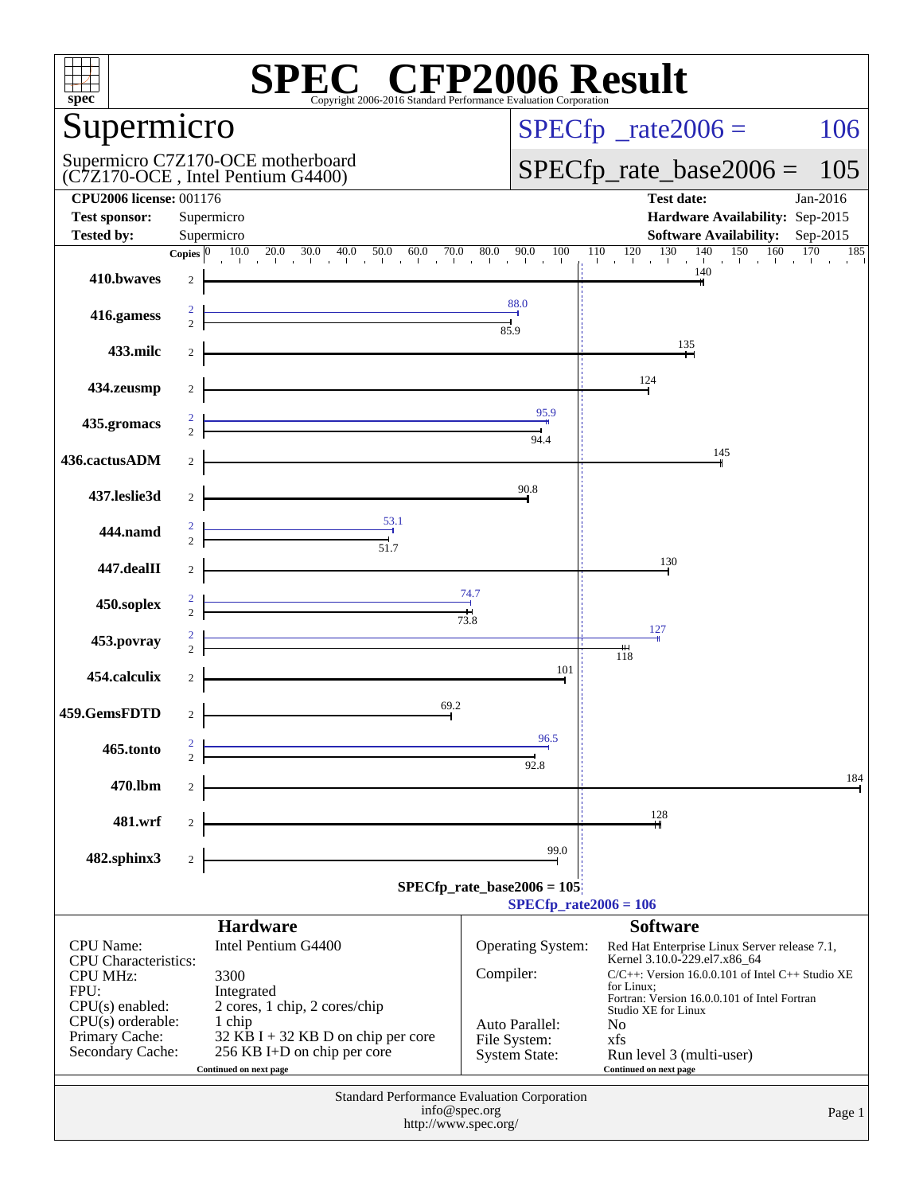# SPEC CFP2006 Result

Copyright 2006-2016 Standard Performance Evaluation Corporation

## Supermicro

Supermicro C7Z170-OCE motherboard (C7Z170-OCE , Intel Pentium G4400)

SPECfp_rate2006 = 106

SPECfp_rate_base2006 = 105

| | | | |
|---|---|---|---|
| **CPU2006 license:** | 001176 | **Test date:** | Jan-2016 |
| **Test sponsor:** | Supermicro | **Hardware Availability:** | Sep-2015 |
| **Tested by:** | Supermicro | **Software Availability:** | Sep-2015 |

| Benchmark | Copies | Peak | Base |
|---|---|---|---|
| 410.bwaves | 2 | | 140 |
| 416.gamess | 2 | 88.0 | 85.9 |
| 433.milc | 2 | | 135 |
| 434.zeusmp | 2 | | 124 |
| 435.gromacs | 2 | 95.9 | 94.4 |
| 436.cactusADM | 2 | | 145 |
| 437.leslie3d | 2 | | 90.8 |
| 444.namd | 2 | 53.1 | 51.7 |
| 447.dealII | 2 | | 130 |
| 450.soplex | 2 | 74.7 | 73.8 |
| 453.povray | 2 | 127 | 118 |
| 454.calculix | 2 | | 101 |
| 459.GemsFDTD | 2 | | 69.2 |
| 465.tonto | 2 | 96.5 | 92.8 |
| 470.lbm | 2 | | 184 |
| 481.wrf | 2 | | 128 |
| 482.sphinx3 | 2 | | 99.0 |

SPECfp_rate_base2006 = 105

SPECfp_rate2006 = 106

## Hardware

| | |
|---|---|
| CPU Name: | Intel Pentium G4400 |
| CPU Characteristics: | |
| CPU MHz: | 3300 |
| FPU: | Integrated |
| CPU(s) enabled: | 2 cores, 1 chip, 2 cores/chip |
| CPU(s) orderable: | 1 chip |
| Primary Cache: | 32 KB I + 32 KB D on chip per core |
| Secondary Cache: | 256 KB I+D on chip per core |

Continued on next page

## Software

| | |
|---|---|
| Operating System: | Red Hat Enterprise Linux Server release 7.1, Kernel 3.10.0-229.el7.x86_64 |
| Compiler: | C/C++: Version 16.0.0.101 of Intel C++ Studio XE for Linux; Fortran: Version 16.0.0.101 of Intel Fortran Studio XE for Linux |
| Auto Parallel: | No |
| File System: | xfs |
| System State: | Run level 3 (multi-user) |

Continued on next page

Standard Performance Evaluation Corporation
info@spec.org
http://www.spec.org/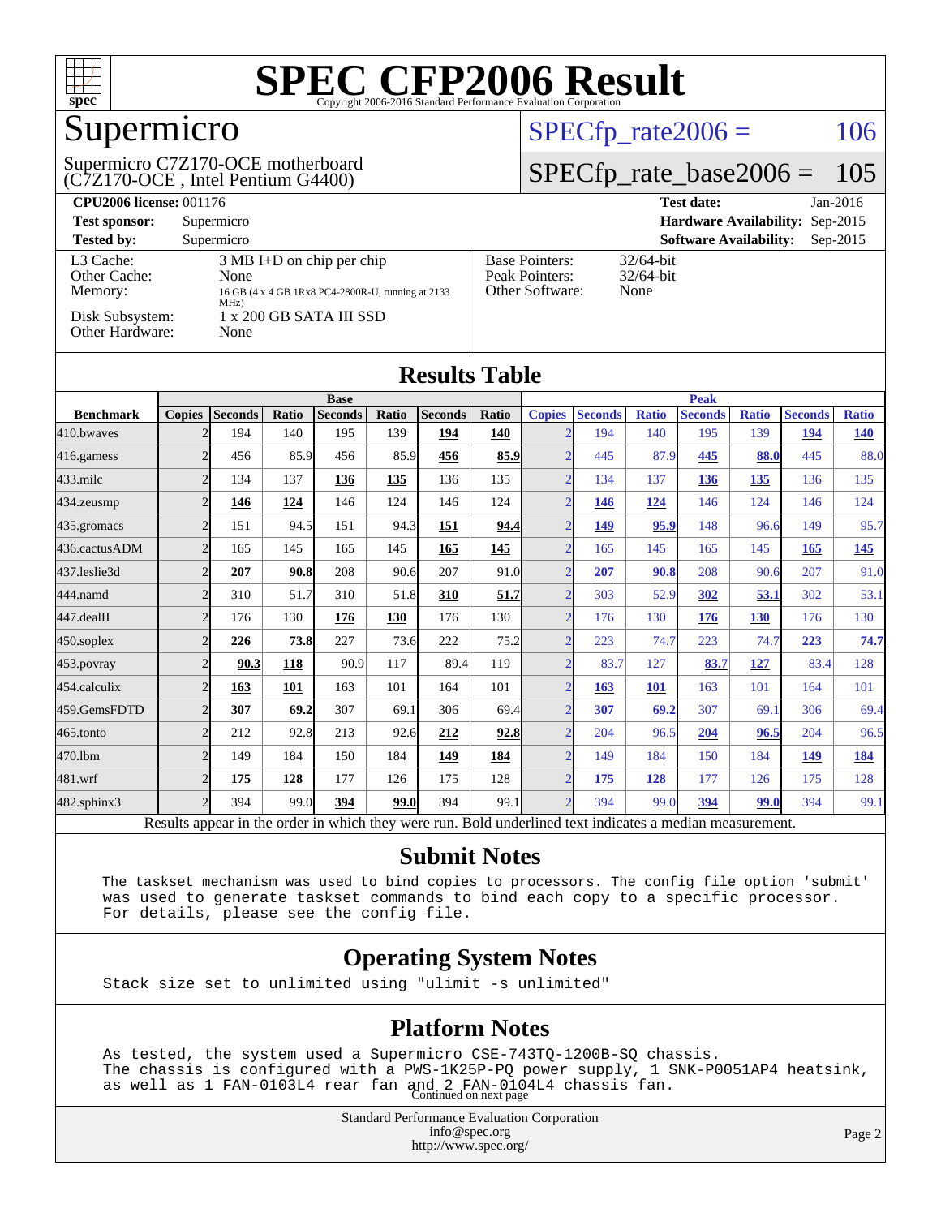# SPEC CFP2006 Result

Copyright 2006-2016 Standard Performance Evaluation Corporation

## Supermicro

Supermicro C7Z170-OCE motherboard (C7Z170-OCE , Intel Pentium G4400)

SPECfp_rate2006 = 106

SPECfp_rate_base2006 = 105

**CPU2006 license:** 001176 | **Test date:** Jan-2016
**Test sponsor:** Supermicro | **Hardware Availability:** Sep-2015
**Tested by:** Supermicro | **Software Availability:** Sep-2015

| | |
|---|---|
| L3 Cache: | 3 MB I+D on chip per chip |
| Other Cache: | None |
| Memory: | 16 GB (4 x 4 GB 1Rx8 PC4-2800R-U, running at 2133 MHz) |
| Disk Subsystem: | 1 x 200 GB SATA III SSD |
| Other Hardware: | None |

| | |
|---|---|
| Base Pointers: | 32/64-bit |
| Peak Pointers: | 32/64-bit |
| Other Software: | None |

## Results Table

| | Base | | | | | | | Peak | | | | | | |
|---|---|---|---|---|---|---|---|---|---|---|---|---|---|---|
| Benchmark | Copies | Seconds | Ratio | Seconds | Ratio | Seconds | Ratio | Copies | Seconds | Ratio | Seconds | Ratio | Seconds | Ratio |
| 410.bwaves | 2 | 194 | 140 | 195 | 139 | **194** | **140** | 2 | 194 | 140 | 195 | 139 | **194** | **140** |
| 416.gamess | 2 | 456 | 85.9 | 456 | 85.9 | **456** | **85.9** | 2 | 445 | 87.9 | **445** | **88.0** | 445 | 88.0 |
| 433.milc | 2 | 134 | 137 | **136** | **135** | 136 | 135 | 2 | 134 | 137 | **136** | **135** | 136 | 135 |
| 434.zeusmp | 2 | **146** | **124** | 146 | 124 | 146 | 124 | 2 | **146** | **124** | 146 | 124 | 146 | 124 |
| 435.gromacs | 2 | 151 | 94.5 | 151 | 94.3 | **151** | **94.4** | 2 | **149** | **95.9** | 148 | 96.6 | 149 | 95.7 |
| 436.cactusADM | 2 | 165 | 145 | 165 | 145 | **165** | **145** | 2 | 165 | 145 | 165 | 145 | **165** | **145** |
| 437.leslie3d | 2 | **207** | **90.8** | 208 | 90.6 | 207 | 91.0 | 2 | **207** | **90.8** | 208 | 90.6 | 207 | 91.0 |
| 444.namd | 2 | 310 | 51.7 | 310 | 51.8 | **310** | **51.7** | 2 | 303 | 52.9 | **302** | **53.1** | 302 | 53.1 |
| 447.dealII | 2 | 176 | 130 | **176** | **130** | 176 | 130 | 2 | 176 | 130 | **176** | **130** | 176 | 130 |
| 450.soplex | 2 | **226** | **73.8** | 227 | 73.6 | 222 | 75.2 | 2 | 223 | 74.7 | 223 | 74.7 | **223** | **74.7** |
| 453.povray | 2 | **90.3** | **118** | 90.9 | 117 | 89.4 | 119 | 2 | 83.7 | 127 | **83.7** | **127** | 83.4 | 128 |
| 454.calculix | 2 | **163** | **101** | 163 | 101 | 164 | 101 | 2 | **163** | **101** | 163 | 101 | 164 | 101 |
| 459.GemsFDTD | 2 | **307** | **69.2** | 307 | 69.1 | 306 | 69.4 | 2 | **307** | **69.2** | 307 | 69.1 | 306 | 69.4 |
| 465.tonto | 2 | 212 | 92.8 | 213 | 92.6 | **212** | **92.8** | 2 | 204 | 96.5 | **204** | **96.5** | 204 | 96.5 |
| 470.lbm | 2 | 149 | 184 | 150 | 184 | **149** | **184** | 2 | 149 | 184 | 150 | 184 | **149** | **184** |
| 481.wrf | 2 | **175** | **128** | 177 | 126 | 175 | 128 | 2 | **175** | **128** | 177 | 126 | 175 | 128 |
| 482.sphinx3 | 2 | 394 | 99.0 | **394** | **99.0** | 394 | 99.1 | 2 | 394 | 99.0 | **394** | **99.0** | 394 | 99.1 |

Results appear in the order in which they were run. Bold underlined text indicates a median measurement.

## Submit Notes

```
The taskset mechanism was used to bind copies to processors. The config file option 'submit'
was used to generate taskset commands to bind each copy to a specific processor.
For details, please see the config file.
```

## Operating System Notes

```
Stack size set to unlimited using "ulimit -s unlimited"
```

## Platform Notes

```
As tested, the system used a Supermicro CSE-743TQ-1200B-SQ chassis.
The chassis is configured with a PWS-1K25P-PQ power supply, 1 SNK-P0051AP4 heatsink,
as well as 1 FAN-0103L4 rear fan and 2 FAN-0104L4 chassis fan.
```

Continued on next page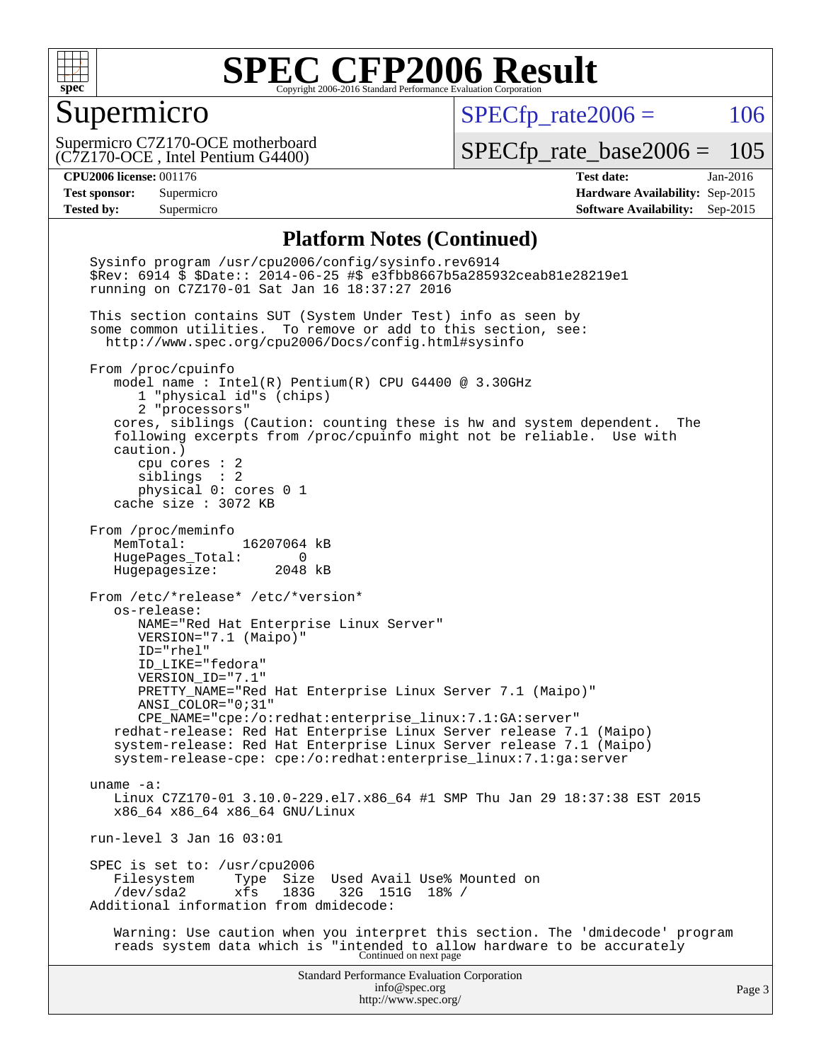## Platform Notes (Continued)

```
Sysinfo program /usr/cpu2006/config/sysinfo.rev6914
$Rev: 6914 $ $Date:: 2014-06-25 #$ e3fbb8667b5a285932ceab81e28219e1
running on C7Z170-01 Sat Jan 16 18:37:27 2016

This section contains SUT (System Under Test) info as seen by
some common utilities.  To remove or add to this section, see:
  http://www.spec.org/cpu2006/Docs/config.html#sysinfo

From /proc/cpuinfo
   model name : Intel(R) Pentium(R) CPU G4400 @ 3.30GHz
      1 "physical id"s (chips)
      2 "processors"
   cores, siblings (Caution: counting these is hw and system dependent.  The
   following excerpts from /proc/cpuinfo might not be reliable.  Use with
   caution.)
      cpu cores : 2
      siblings  : 2
      physical 0: cores 0 1
   cache size : 3072 KB

From /proc/meminfo
   MemTotal:       16207064 kB
   HugePages_Total:       0
   Hugepagesize:       2048 kB

From /etc/*release* /etc/*version*
   os-release:
      NAME="Red Hat Enterprise Linux Server"
      VERSION="7.1 (Maipo)"
      ID="rhel"
      ID_LIKE="fedora"
      VERSION_ID="7.1"
      PRETTY_NAME="Red Hat Enterprise Linux Server 7.1 (Maipo)"
      ANSI_COLOR="0;31"
      CPE_NAME="cpe:/o:redhat:enterprise_linux:7.1:GA:server"
   redhat-release: Red Hat Enterprise Linux Server release 7.1 (Maipo)
   system-release: Red Hat Enterprise Linux Server release 7.1 (Maipo)
   system-release-cpe: cpe:/o:redhat:enterprise_linux:7.1:ga:server

uname -a:
   Linux C7Z170-01 3.10.0-229.el7.x86_64 #1 SMP Thu Jan 29 18:37:38 EST 2015
   x86_64 x86_64 x86_64 GNU/Linux

run-level 3 Jan 16 03:01

SPEC is set to: /usr/cpu2006
   Filesystem     Type  Size  Used Avail Use% Mounted on
   /dev/sda2      xfs   183G   32G  151G  18% /
Additional information from dmidecode:

   Warning: Use caution when you interpret this section. The 'dmidecode' program
   reads system data which is "intended to allow hardware to be accurately
```

Continued on next page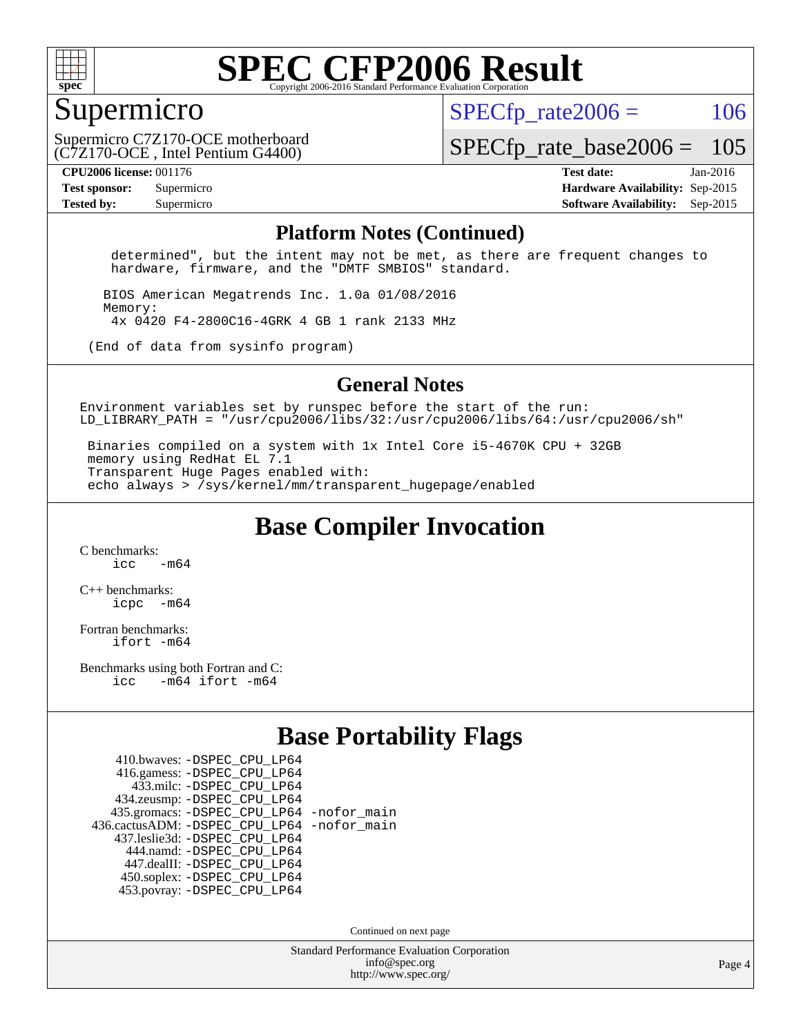# SPEC CFP2006 Result

## Supermicro

Supermicro C7Z170-OCE motherboard
(C7Z170-OCE , Intel Pentium G4400)

SPECfp_rate2006 = 106

SPECfp_rate_base2006 = 105

| | | | |
|---|---|---|---|
| **CPU2006 license:** | 001176 | **Test date:** | Jan-2016 |
| **Test sponsor:** | Supermicro | **Hardware Availability:** | Sep-2015 |
| **Tested by:** | Supermicro | **Software Availability:** | Sep-2015 |

### Platform Notes (Continued)

```
      determined", but the intent may not be met, as there are frequent changes to
      hardware, firmware, and the "DMTF SMBIOS" standard.

     BIOS American Megatrends Inc. 1.0a 01/08/2016
     Memory:
      4x 0420 F4-2800C16-4GRK 4 GB 1 rank 2133 MHz

   (End of data from sysinfo program)
```

### General Notes

```
Environment variables set by runspec before the start of the run:
LD_LIBRARY_PATH = "/usr/cpu2006/libs/32:/usr/cpu2006/libs/64:/usr/cpu2006/sh"

 Binaries compiled on a system with 1x Intel Core i5-4670K CPU + 32GB
 memory using RedHat EL 7.1
 Transparent Huge Pages enabled with:
 echo always > /sys/kernel/mm/transparent_hugepage/enabled
```

## Base Compiler Invocation

C benchmarks:
```
icc   -m64
```

C++ benchmarks:
```
icpc  -m64
```

Fortran benchmarks:
```
ifort -m64
```

Benchmarks using both Fortran and C:
```
icc   -m64 ifort -m64
```

## Base Portability Flags

```
   410.bwaves: -DSPEC_CPU_LP64
   416.gamess: -DSPEC_CPU_LP64
     433.milc: -DSPEC_CPU_LP64
   434.zeusmp: -DSPEC_CPU_LP64
  435.gromacs: -DSPEC_CPU_LP64 -nofor_main
436.cactusADM: -DSPEC_CPU_LP64 -nofor_main
  437.leslie3d: -DSPEC_CPU_LP64
     444.namd: -DSPEC_CPU_LP64
   447.dealII: -DSPEC_CPU_LP64
   450.soplex: -DSPEC_CPU_LP64
   453.povray: -DSPEC_CPU_LP64
```

Continued on next page

Standard Performance Evaluation Corporation
info@spec.org
http://www.spec.org/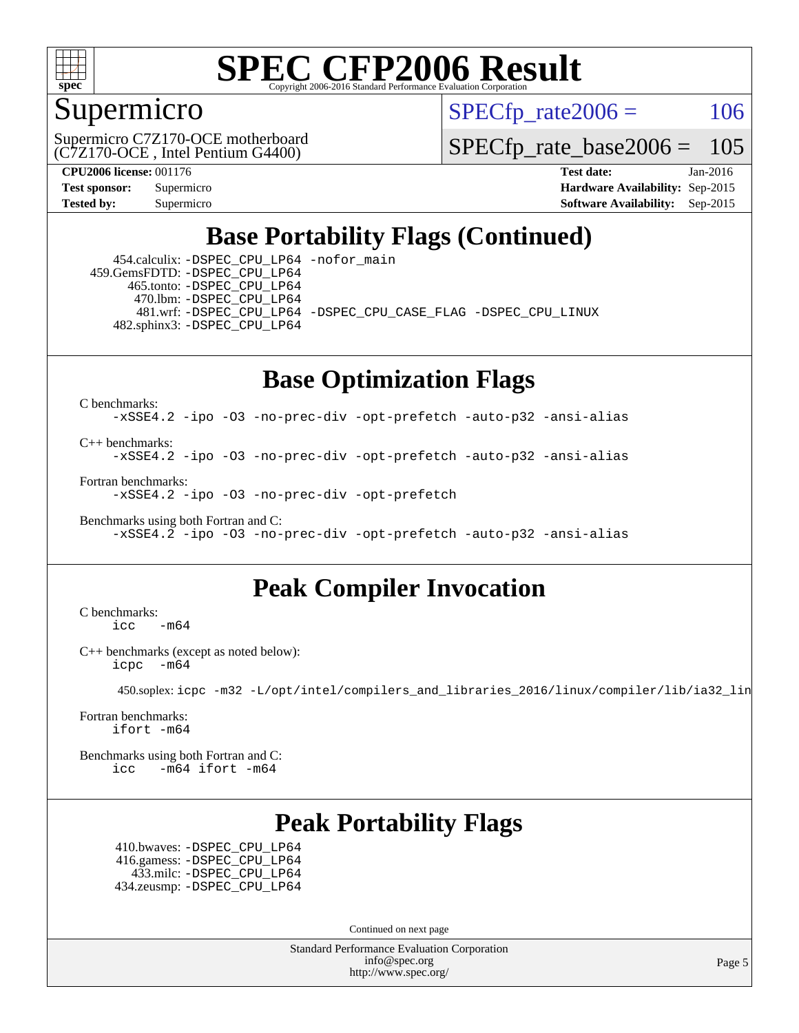# SPEC CFP2006 Result

Copyright 2006-2016 Standard Performance Evaluation Corporation

## Supermicro

Supermicro C7Z170-OCE motherboard
(C7Z170-OCE , Intel Pentium G4400)

SPECfp_rate2006 = 106

SPECfp_rate_base2006 = 105

**CPU2006 license:** 001176
**Test sponsor:** Supermicro
**Tested by:** Supermicro

**Test date:** Jan-2016
**Hardware Availability:** Sep-2015
**Software Availability:** Sep-2015

## Base Portability Flags (Continued)

454.calculix: -DSPEC_CPU_LP64 -nofor_main
459.GemsFDTD: -DSPEC_CPU_LP64
465.tonto: -DSPEC_CPU_LP64
470.lbm: -DSPEC_CPU_LP64
481.wrf: -DSPEC_CPU_LP64 -DSPEC_CPU_CASE_FLAG -DSPEC_CPU_LINUX
482.sphinx3: -DSPEC_CPU_LP64

## Base Optimization Flags

C benchmarks:
```
-xSSE4.2 -ipo -O3 -no-prec-div -opt-prefetch -auto-p32 -ansi-alias
```

C++ benchmarks:
```
-xSSE4.2 -ipo -O3 -no-prec-div -opt-prefetch -auto-p32 -ansi-alias
```

Fortran benchmarks:
```
-xSSE4.2 -ipo -O3 -no-prec-div -opt-prefetch
```

Benchmarks using both Fortran and C:
```
-xSSE4.2 -ipo -O3 -no-prec-div -opt-prefetch -auto-p32 -ansi-alias
```

## Peak Compiler Invocation

C benchmarks:
```
icc   -m64
```

C++ benchmarks (except as noted below):
```
icpc  -m64
```

450.soplex: icpc -m32 -L/opt/intel/compilers_and_libraries_2016/linux/compiler/lib/ia32_lin

Fortran benchmarks:
```
ifort -m64
```

Benchmarks using both Fortran and C:
```
icc   -m64 ifort -m64
```

## Peak Portability Flags

410.bwaves: -DSPEC_CPU_LP64
416.gamess: -DSPEC_CPU_LP64
433.milc: -DSPEC_CPU_LP64
434.zeusmp: -DSPEC_CPU_LP64

Continued on next page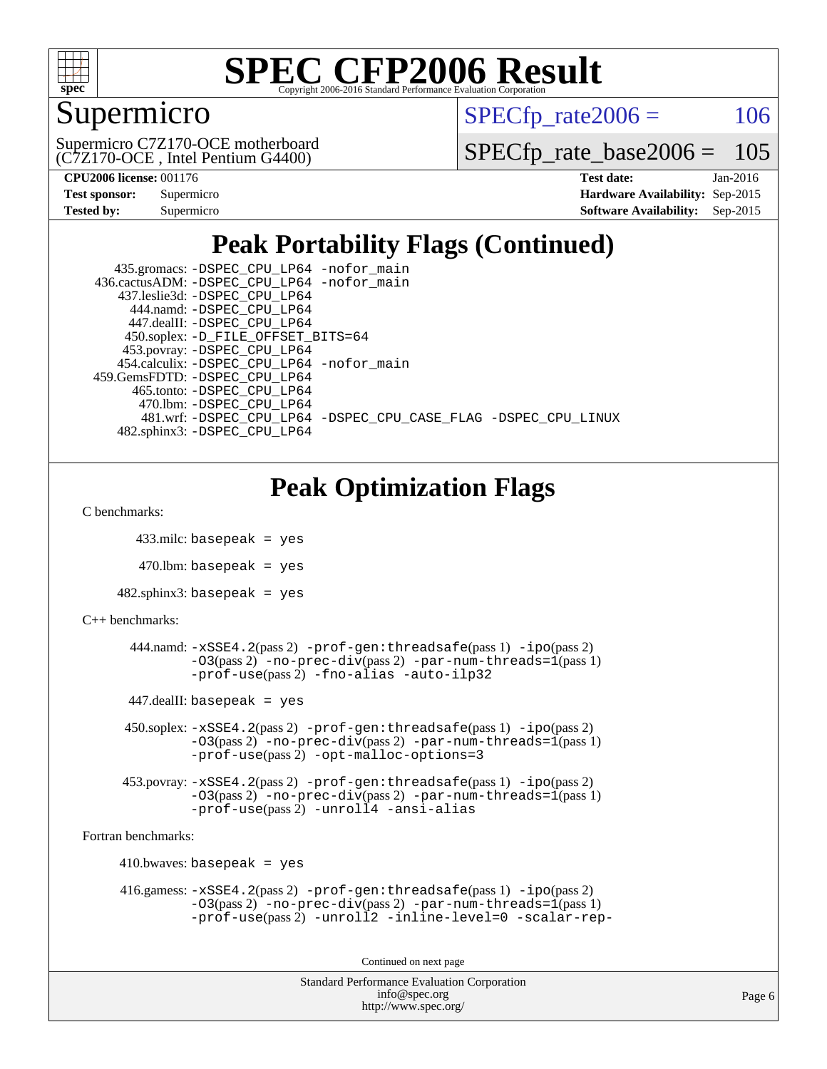Supermicro

Supermicro C7Z170-OCE motherboard (C7Z170-OCE , Intel Pentium G4400)

SPECfp_rate2006 = 106

SPECfp_rate_base2006 = 105

**CPU2006 license:** 001176 **Test date:** Jan-2016
**Test sponsor:** Supermicro **Hardware Availability:** Sep-2015
**Tested by:** Supermicro **Software Availability:** Sep-2015

## Peak Portability Flags (Continued)

435.gromacs: -DSPEC_CPU_LP64 -nofor_main
436.cactusADM: -DSPEC_CPU_LP64 -nofor_main
437.leslie3d: -DSPEC_CPU_LP64
444.namd: -DSPEC_CPU_LP64
447.dealII: -DSPEC_CPU_LP64
450.soplex: -D_FILE_OFFSET_BITS=64
453.povray: -DSPEC_CPU_LP64
454.calculix: -DSPEC_CPU_LP64 -nofor_main
459.GemsFDTD: -DSPEC_CPU_LP64
465.tonto: -DSPEC_CPU_LP64
470.lbm: -DSPEC_CPU_LP64
481.wrf: -DSPEC_CPU_LP64 -DSPEC_CPU_CASE_FLAG -DSPEC_CPU_LINUX
482.sphinx3: -DSPEC_CPU_LP64

## Peak Optimization Flags

C benchmarks:

433.milc: basepeak = yes

470.lbm: basepeak = yes

482.sphinx3: basepeak = yes

C++ benchmarks:

444.namd: -xSSE4.2(pass 2) -prof-gen:threadsafe(pass 1) -ipo(pass 2) -O3(pass 2) -no-prec-div(pass 2) -par-num-threads=1(pass 1) -prof-use(pass 2) -fno-alias -auto-ilp32

447.dealII: basepeak = yes

450.soplex: -xSSE4.2(pass 2) -prof-gen:threadsafe(pass 1) -ipo(pass 2) -O3(pass 2) -no-prec-div(pass 2) -par-num-threads=1(pass 1) -prof-use(pass 2) -opt-malloc-options=3

453.povray: -xSSE4.2(pass 2) -prof-gen:threadsafe(pass 1) -ipo(pass 2) -O3(pass 2) -no-prec-div(pass 2) -par-num-threads=1(pass 1) -prof-use(pass 2) -unroll4 -ansi-alias

Fortran benchmarks:

410.bwaves: basepeak = yes

416.gamess: -xSSE4.2(pass 2) -prof-gen:threadsafe(pass 1) -ipo(pass 2) -O3(pass 2) -no-prec-div(pass 2) -par-num-threads=1(pass 1) -prof-use(pass 2) -unroll2 -inline-level=0 -scalar-rep-

Continued on next page

Standard Performance Evaluation Corporation
info@spec.org
http://www.spec.org/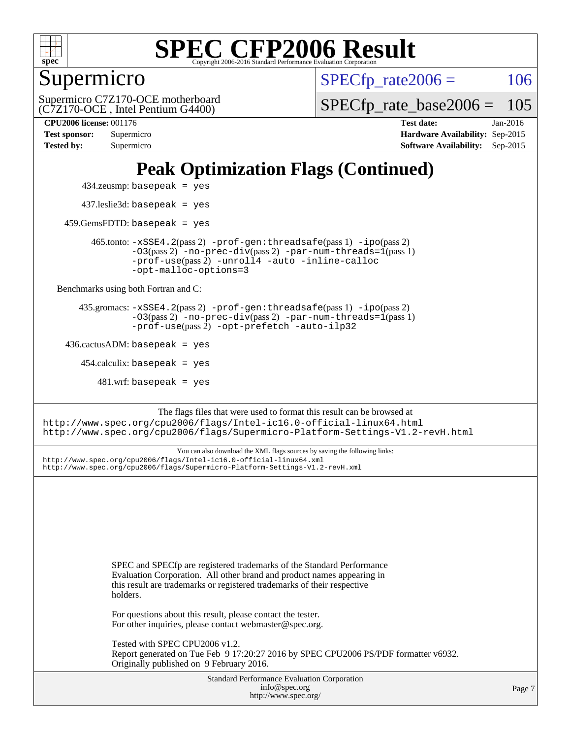# Peak Optimization Flags (Continued)

434.zeusmp: basepeak = yes

437.leslie3d: basepeak = yes

459.GemsFDTD: basepeak = yes

465.tonto: -xSSE4.2(pass 2) -prof-gen:threadsafe(pass 1) -ipo(pass 2) -O3(pass 2) -no-prec-div(pass 2) -par-num-threads=1(pass 1) -prof-use(pass 2) -unroll4 -auto -inline-calloc -opt-malloc-options=3

Benchmarks using both Fortran and C:

435.gromacs: -xSSE4.2(pass 2) -prof-gen:threadsafe(pass 1) -ipo(pass 2) -O3(pass 2) -no-prec-div(pass 2) -par-num-threads=1(pass 1) -prof-use(pass 2) -opt-prefetch -auto-ilp32

436.cactusADM: basepeak = yes

454.calculix: basepeak = yes

481.wrf: basepeak = yes

The flags files that were used to format this result can be browsed at
http://www.spec.org/cpu2006/flags/Intel-ic16.0-official-linux64.html
http://www.spec.org/cpu2006/flags/Supermicro-Platform-Settings-V1.2-revH.html

You can also download the XML flags sources by saving the following links:
http://www.spec.org/cpu2006/flags/Intel-ic16.0-official-linux64.xml
http://www.spec.org/cpu2006/flags/Supermicro-Platform-Settings-V1.2-revH.xml

SPEC and SPECfp are registered trademarks of the Standard Performance Evaluation Corporation. All other brand and product names appearing in this result are trademarks or registered trademarks of their respective holders.

For questions about this result, please contact the tester.
For other inquiries, please contact webmaster@spec.org.

Tested with SPEC CPU2006 v1.2.
Report generated on Tue Feb 9 17:20:27 2016 by SPEC CPU2006 PS/PDF formatter v6932.
Originally published on 9 February 2016.